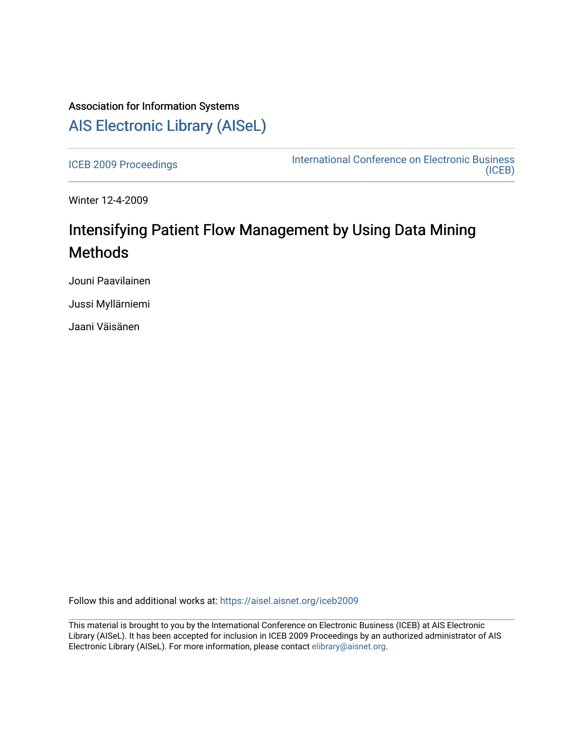Association for Information Systems

# AIS Electronic Library (AISeL)

ICEB 2009 Proceedings

International Conference on Electronic Business (ICEB)

Winter 12-4-2009

# Intensifying Patient Flow Management by Using Data Mining Methods

Jouni Paavilainen

Jussi Myllärniemi

Jaani Väisänen

Follow this and additional works at: https://aisel.aisnet.org/iceb2009

This material is brought to you by the International Conference on Electronic Business (ICEB) at AIS Electronic Library (AISeL). It has been accepted for inclusion in ICEB 2009 Proceedings by an authorized administrator of AIS Electronic Library (AISeL). For more information, please contact elibrary@aisnet.org.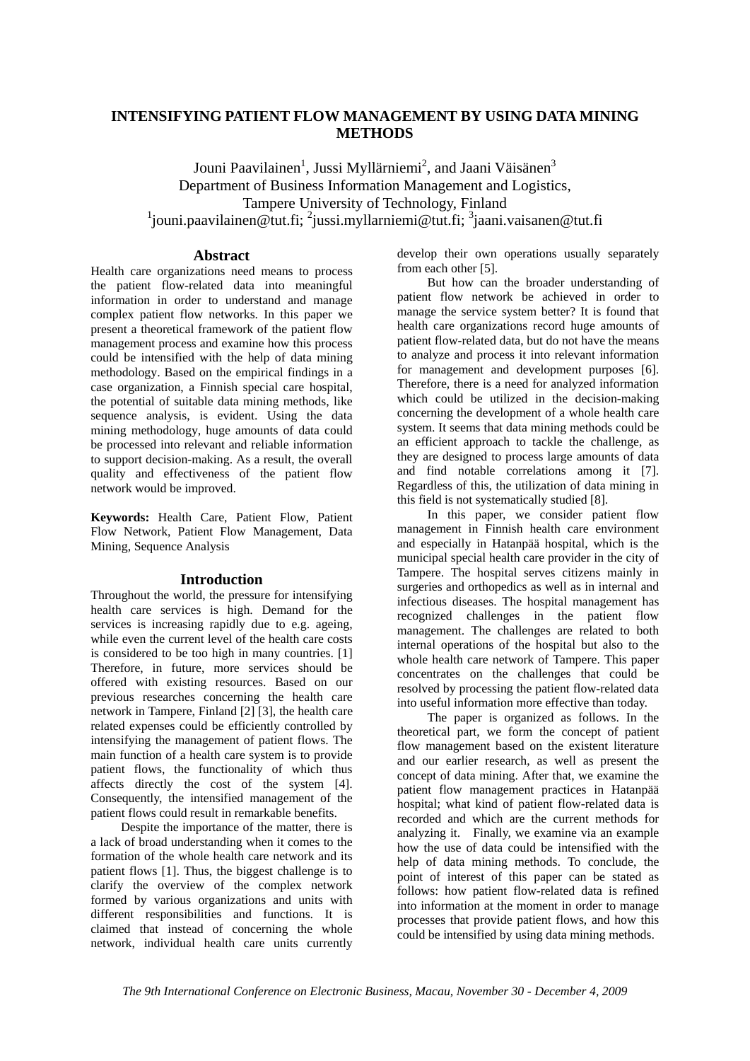# INTENSIFYING PATIENT FLOW MANAGEMENT BY USING DATA MINING METHODS

Jouni Paavilainen[1], Jussi Myllärniemi[2], and Jaani Väisänen[3]
Department of Business Information Management and Logistics,
Tampere University of Technology, Finland
[1]jouni.paavilainen@tut.fi; [2]jussi.myllarniemi@tut.fi; [3]jaani.vaisanen@tut.fi

## Abstract

Health care organizations need means to process the patient flow-related data into meaningful information in order to understand and manage complex patient flow networks. In this paper we present a theoretical framework of the patient flow management process and examine how this process could be intensified with the help of data mining methodology. Based on the empirical findings in a case organization, a Finnish special care hospital, the potential of suitable data mining methods, like sequence analysis, is evident. Using the data mining methodology, huge amounts of data could be processed into relevant and reliable information to support decision-making. As a result, the overall quality and effectiveness of the patient flow network would be improved.

**Keywords:** Health Care, Patient Flow, Patient Flow Network, Patient Flow Management, Data Mining, Sequence Analysis

## Introduction

Throughout the world, the pressure for intensifying health care services is high. Demand for the services is increasing rapidly due to e.g. ageing, while even the current level of the health care costs is considered to be too high in many countries. [1] Therefore, in future, more services should be offered with existing resources. Based on our previous researches concerning the health care network in Tampere, Finland [2] [3], the health care related expenses could be efficiently controlled by intensifying the management of patient flows. The main function of a health care system is to provide patient flows, the functionality of which thus affects directly the cost of the system [4]. Consequently, the intensified management of the patient flows could result in remarkable benefits.

Despite the importance of the matter, there is a lack of broad understanding when it comes to the formation of the whole health care network and its patient flows [1]. Thus, the biggest challenge is to clarify the overview of the complex network formed by various organizations and units with different responsibilities and functions. It is claimed that instead of concerning the whole network, individual health care units currently develop their own operations usually separately from each other [5].

But how can the broader understanding of patient flow network be achieved in order to manage the service system better? It is found that health care organizations record huge amounts of patient flow-related data, but do not have the means to analyze and process it into relevant information for management and development purposes [6]. Therefore, there is a need for analyzed information which could be utilized in the decision-making concerning the development of a whole health care system. It seems that data mining methods could be an efficient approach to tackle the challenge, as they are designed to process large amounts of data and find notable correlations among it [7]. Regardless of this, the utilization of data mining in this field is not systematically studied [8].

In this paper, we consider patient flow management in Finnish health care environment and especially in Hatanpää hospital, which is the municipal special health care provider in the city of Tampere. The hospital serves citizens mainly in surgeries and orthopedics as well as in internal and infectious diseases. The hospital management has recognized challenges in the patient flow management. The challenges are related to both internal operations of the hospital but also to the whole health care network of Tampere. This paper concentrates on the challenges that could be resolved by processing the patient flow-related data into useful information more effective than today.

The paper is organized as follows. In the theoretical part, we form the concept of patient flow management based on the existent literature and our earlier research, as well as present the concept of data mining. After that, we examine the patient flow management practices in Hatanpää hospital; what kind of patient flow-related data is recorded and which are the current methods for analyzing it. Finally, we examine via an example how the use of data could be intensified with the help of data mining methods. To conclude, the point of interest of this paper can be stated as follows: how patient flow-related data is refined into information at the moment in order to manage processes that provide patient flows, and how this could be intensified by using data mining methods.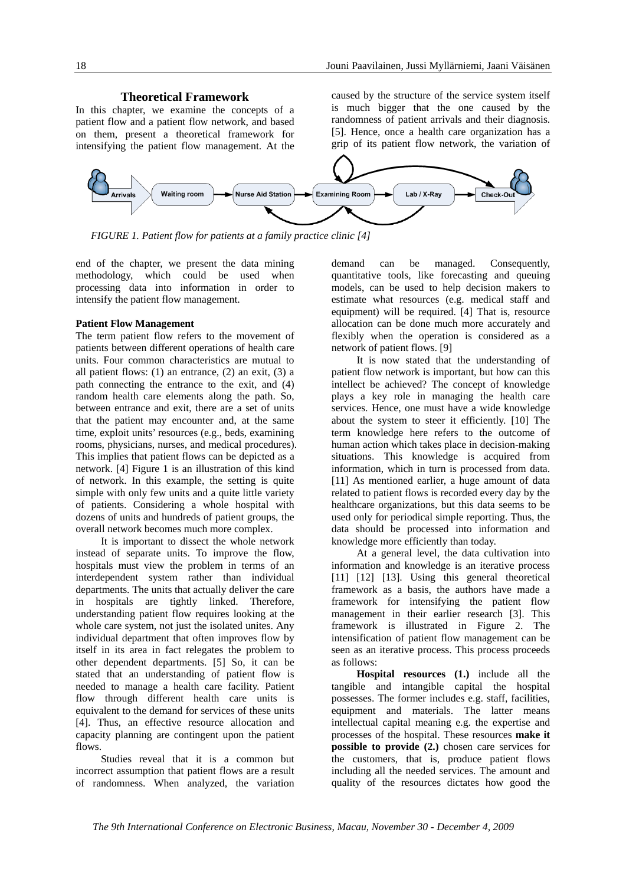## Theoretical Framework

In this chapter, we examine the concepts of a patient flow and a patient flow network, and based on them, present a theoretical framework for intensifying the patient flow management. At the end of the chapter, we present the data mining methodology, which could be used when processing data into information in order to intensify the patient flow management.

*FIGURE 1. Patient flow for patients at a family practice clinic [4]*

### Patient Flow Management

The term patient flow refers to the movement of patients between different operations of health care units. Four common characteristics are mutual to all patient flows: (1) an entrance, (2) an exit, (3) a path connecting the entrance to the exit, and (4) random health care elements along the path. So, between entrance and exit, there are a set of units that the patient may encounter and, at the same time, exploit units' resources (e.g., beds, examining rooms, physicians, nurses, and medical procedures). This implies that patient flows can be depicted as a network. [4] Figure 1 is an illustration of this kind of network. In this example, the setting is quite simple with only few units and a quite little variety of patients. Considering a whole hospital with dozens of units and hundreds of patient groups, the overall network becomes much more complex.

It is important to dissect the whole network instead of separate units. To improve the flow, hospitals must view the problem in terms of an interdependent system rather than individual departments. The units that actually deliver the care in hospitals are tightly linked. Therefore, understanding patient flow requires looking at the whole care system, not just the isolated unites. Any individual department that often improves flow by itself in its area in fact relegates the problem to other dependent departments. [5] So, it can be stated that an understanding of patient flow is needed to manage a health care facility. Patient flow through different health care units is equivalent to the demand for services of these units [4]. Thus, an effective resource allocation and capacity planning are contingent upon the patient flows.

Studies reveal that it is a common but incorrect assumption that patient flows are a result of randomness. When analyzed, the variation caused by the structure of the service system itself is much bigger that the one caused by the randomness of patient arrivals and their diagnosis. [5]. Hence, once a health care organization has a grip of its patient flow network, the variation of demand can be managed. Consequently, quantitative tools, like forecasting and queuing models, can be used to help decision makers to estimate what resources (e.g. medical staff and equipment) will be required. [4] That is, resource allocation can be done much more accurately and flexibly when the operation is considered as a network of patient flows. [9]

It is now stated that the understanding of patient flow network is important, but how can this intellect be achieved? The concept of knowledge plays a key role in managing the health care services. Hence, one must have a wide knowledge about the system to steer it efficiently. [10] The term knowledge here refers to the outcome of human action which takes place in decision-making situations. This knowledge is acquired from information, which in turn is processed from data. [11] As mentioned earlier, a huge amount of data related to patient flows is recorded every day by the healthcare organizations, but this data seems to be used only for periodical simple reporting. Thus, the data should be processed into information and knowledge more efficiently than today.

At a general level, the data cultivation into information and knowledge is an iterative process [11] [12] [13]. Using this general theoretical framework as a basis, the authors have made a framework for intensifying the patient flow management in their earlier research [3]. This framework is illustrated in Figure 2. The intensification of patient flow management can be seen as an iterative process. This process proceeds as follows:

**Hospital resources (1.)** include all the tangible and intangible capital the hospital possesses. The former includes e.g. staff, facilities, equipment and materials. The latter means intellectual capital meaning e.g. the expertise and processes of the hospital. These resources **make it possible to provide (2.)** chosen care services for the customers, that is, produce patient flows including all the needed services. The amount and quality of the resources dictates how good the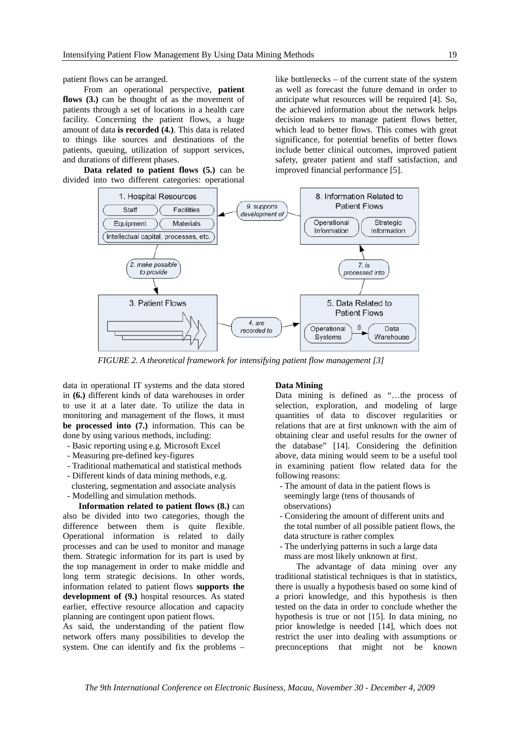patient flows can be arranged.

From an operational perspective, **patient flows (3.)** can be thought of as the movement of patients through a set of locations in a health care facility. Concerning the patient flows, a huge amount of data **is recorded (4.)**. This data is related to things like sources and destinations of the patients, queuing, utilization of support services, and durations of different phases.

**Data related to patient flows (5.)** can be divided into two different categories: operational data in operational IT systems and the data stored in **(6.)** different kinds of data warehouses in order to use it at a later date. To utilize the data in monitoring and management of the flows, it must **be processed into (7.)** information. This can be done by using various methods, including:

- Basic reporting using e.g. Microsoft Excel
- Measuring pre-defined key-figures
- Traditional mathematical and statistical methods
- Different kinds of data mining methods, e.g. clustering, segmentation and associate analysis
- Modelling and simulation methods.

**Information related to patient flows (8.)** can also be divided into two categories, though the difference between them is quite flexible. Operational information is related to daily processes and can be used to monitor and manage them. Strategic information for its part is used by the top management in order to make middle and long term strategic decisions. In other words, information related to patient flows **supports the development of (9.)** hospital resources. As stated earlier, effective resource allocation and capacity planning are contingent upon patient flows.

As said, the understanding of the patient flow network offers many possibilities to develop the system. One can identify and fix the problems – like bottlenecks – of the current state of the system as well as forecast the future demand in order to anticipate what resources will be required [4]. So, the achieved information about the network helps decision makers to manage patient flows better, which lead to better flows. This comes with great significance, for potential benefits of better flows include better clinical outcomes, improved patient safety, greater patient and staff satisfaction, and improved financial performance [5].

*FIGURE 2. A theoretical framework for intensifying patient flow management [3]*

### Data Mining

Data mining is defined as "…the process of selection, exploration, and modeling of large quantities of data to discover regularities or relations that are at first unknown with the aim of obtaining clear and useful results for the owner of the database" [14]. Considering the definition above, data mining would seem to be a useful tool in examining patient flow related data for the following reasons:

- The amount of data in the patient flows is seemingly large (tens of thousands of observations)
- Considering the amount of different units and the total number of all possible patient flows, the data structure is rather complex
- The underlying patterns in such a large data mass are most likely unknown at first.

The advantage of data mining over any traditional statistical techniques is that in statistics, there is usually a hypothesis based on some kind of a priori knowledge, and this hypothesis is then tested on the data in order to conclude whether the hypothesis is true or not [15]. In data mining, no prior knowledge is needed [14], which does not restrict the user into dealing with assumptions or preconceptions that might not be known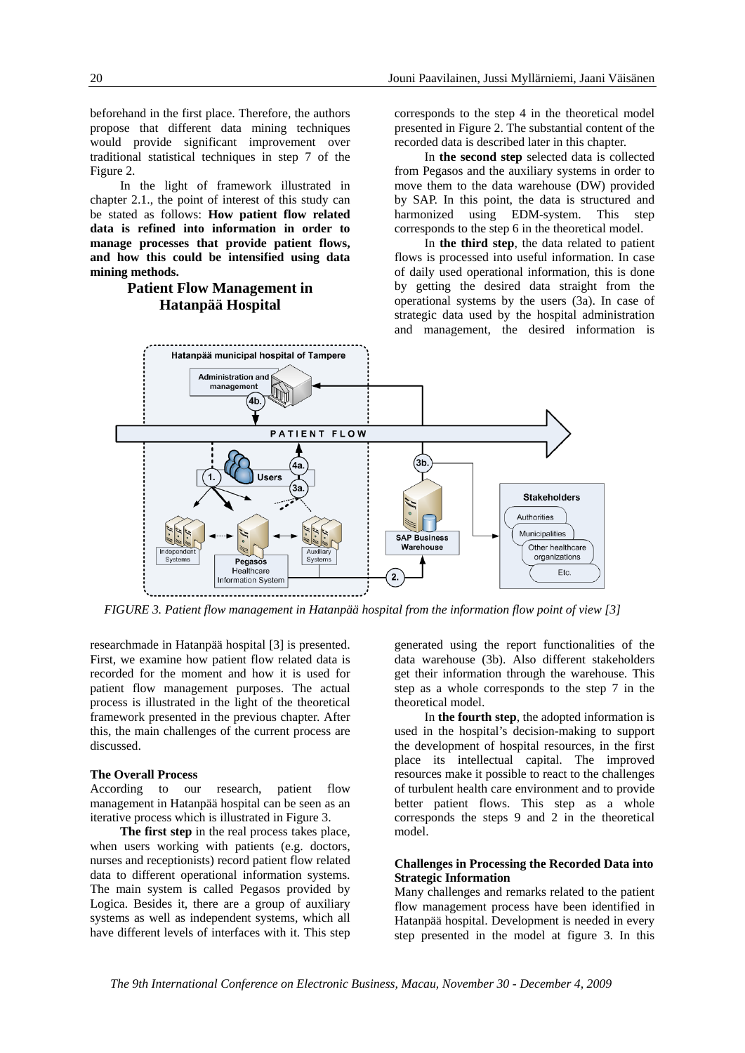beforehand in the first place. Therefore, the authors propose that different data mining techniques would provide significant improvement over traditional statistical techniques in step 7 of the Figure 2.

In the light of framework illustrated in chapter 2.1., the point of interest of this study can be stated as follows: **How patient flow related data is refined into information in order to manage processes that provide patient flows, and how this could be intensified using data mining methods.**

## Patient Flow Management in Hatanpää Hospital

The research made in Hatanpää hospital [3] is presented. First, we examine how patient flow related data is recorded for the moment and how it is used for patient flow management purposes. The actual process is illustrated in the light of the theoretical framework presented in the previous chapter. After this, the main challenges of the current process are discussed.

### The Overall Process

According to our research, patient flow management in Hatanpää hospital can be seen as an iterative process which is illustrated in Figure 3.

**The first step** in the real process takes place, when users working with patients (e.g. doctors, nurses and receptionists) record patient flow related data to different operational information systems. The main system is called Pegasos provided by Logica. Besides it, there are a group of auxiliary systems as well as independent systems, which all have different levels of interfaces with it. This step corresponds to the step 4 in the theoretical model presented in Figure 2. The substantial content of the recorded data is described later in this chapter.

In **the second step** selected data is collected from Pegasos and the auxiliary systems in order to move them to the data warehouse (DW) provided by SAP. In this point, the data is structured and harmonized using EDM-system. This step corresponds to the step 6 in the theoretical model.

In **the third step**, the data related to patient flows is processed into useful information. In case of daily used operational information, this is done by getting the desired data straight from the operational systems by the users (3a). In case of strategic data used by the hospital administration and management, the desired information is generated using the report functionalities of the data warehouse (3b). Also different stakeholders get their information through the warehouse. This step as a whole corresponds to the step 7 in the theoretical model.

*FIGURE 3. Patient flow management in Hatanpää hospital from the information flow point of view [3]*

In **the fourth step**, the adopted information is used in the hospital's decision-making to support the development of hospital resources, in the first place its intellectual capital. The improved resources make it possible to react to the challenges of turbulent health care environment and to provide better patient flows. This step as a whole corresponds the steps 9 and 2 in the theoretical model.

### Challenges in Processing the Recorded Data into Strategic Information

Many challenges and remarks related to the patient flow management process have been identified in Hatanpää hospital. Development is needed in every step presented in the model at figure 3. In this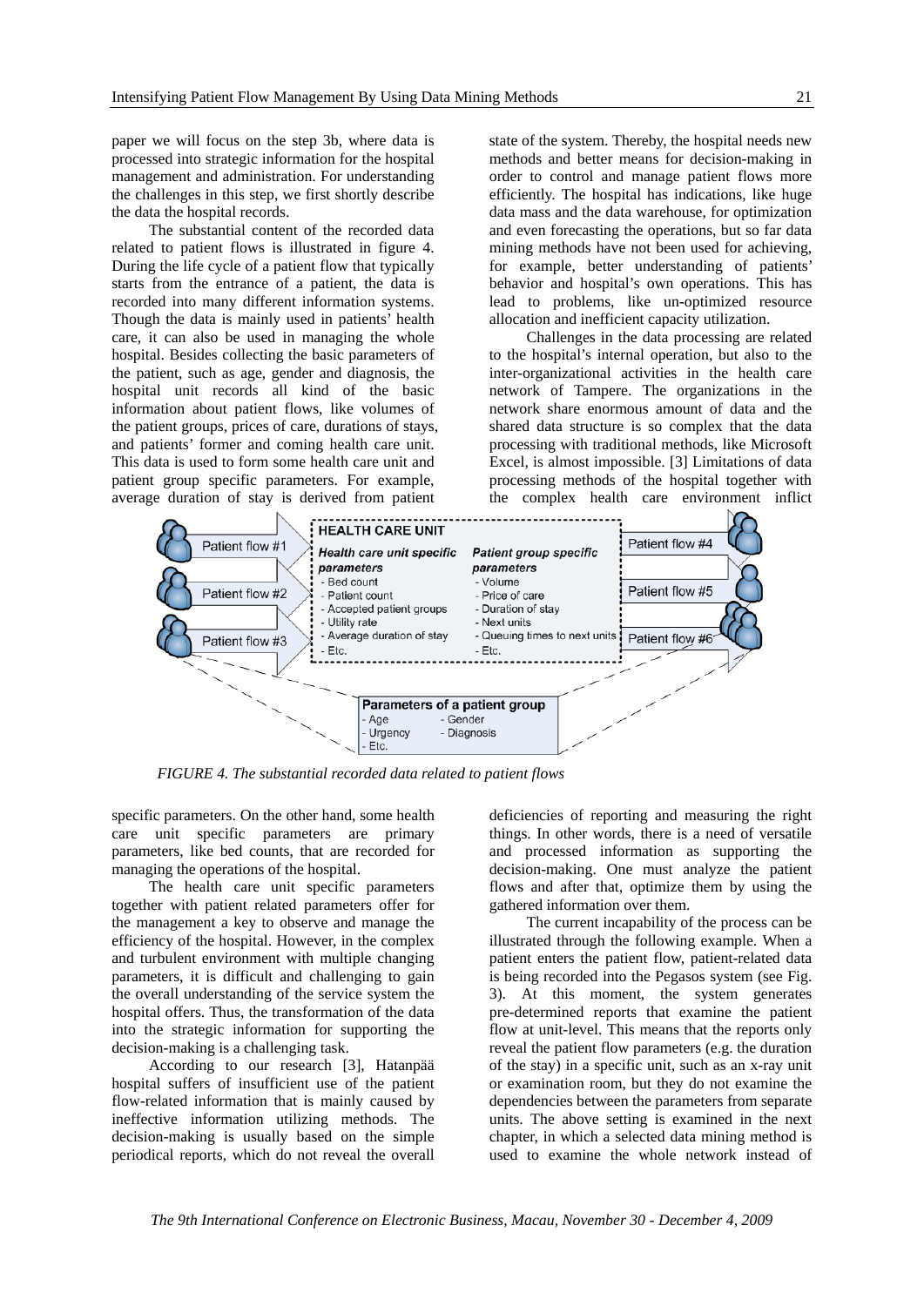paper we will focus on the step 3b, where data is processed into strategic information for the hospital management and administration. For understanding the challenges in this step, we first shortly describe the data the hospital records.

The substantial content of the recorded data related to patient flows is illustrated in figure 4. During the life cycle of a patient flow that typically starts from the entrance of a patient, the data is recorded into many different information systems. Though the data is mainly used in patients' health care, it can also be used in managing the whole hospital. Besides collecting the basic parameters of the patient, such as age, gender and diagnosis, the hospital unit records all kind of the basic information about patient flows, like volumes of the patient groups, prices of care, durations of stays, and patients' former and coming health care unit. This data is used to form some health care unit and patient group specific parameters. For example, average duration of stay is derived from patient specific parameters. On the other hand, some health care unit specific parameters are primary parameters, like bed counts, that are recorded for managing the operations of the hospital.

FIGURE 4. The substantial recorded data related to patient flows

The health care unit specific parameters together with patient related parameters offer for the management a key to observe and manage the efficiency of the hospital. However, in the complex and turbulent environment with multiple changing parameters, it is difficult and challenging to gain the overall understanding of the service system the hospital offers. Thus, the transformation of the data into the strategic information for supporting the decision-making is a challenging task.

According to our research [3], Hatanpää hospital suffers of insufficient use of the patient flow-related information that is mainly caused by ineffective information utilizing methods. The decision-making is usually based on the simple periodical reports, which do not reveal the overall state of the system. Thereby, the hospital needs new methods and better means for decision-making in order to control and manage patient flows more efficiently. The hospital has indications, like huge data mass and the data warehouse, for optimization and even forecasting the operations, but so far data mining methods have not been used for achieving, for example, better understanding of patients' behavior and hospital's own operations. This has lead to problems, like un-optimized resource allocation and inefficient capacity utilization.

Challenges in the data processing are related to the hospital's internal operation, but also to the inter-organizational activities in the health care network of Tampere. The organizations in the network share enormous amount of data and the shared data structure is so complex that the data processing with traditional methods, like Microsoft Excel, is almost impossible. [3] Limitations of data processing methods of the hospital together with the complex health care environment inflict deficiencies of reporting and measuring the right things. In other words, there is a need of versatile and processed information as supporting the decision-making. One must analyze the patient flows and after that, optimize them by using the gathered information over them.

The current incapability of the process can be illustrated through the following example. When a patient enters the patient flow, patient-related data is being recorded into the Pegasos system (see Fig. 3). At this moment, the system generates pre-determined reports that examine the patient flow at unit-level. This means that the reports only reveal the patient flow parameters (e.g. the duration of the stay) in a specific unit, such as an x-ray unit or examination room, but they do not examine the dependencies between the parameters from separate units. The above setting is examined in the next chapter, in which a selected data mining method is used to examine the whole network instead of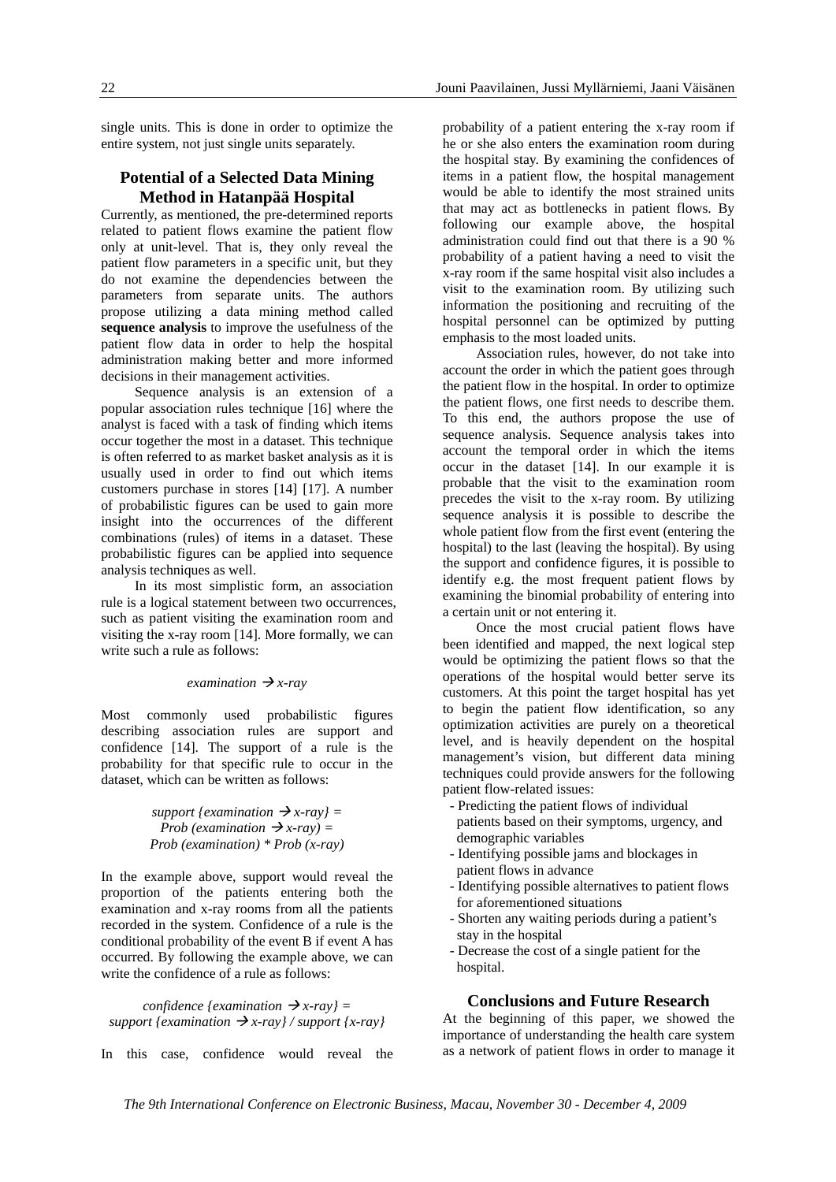single units. This is done in order to optimize the entire system, not just single units separately.

## Potential of a Selected Data Mining Method in Hatanpää Hospital

Currently, as mentioned, the pre-determined reports related to patient flows examine the patient flow only at unit-level. That is, they only reveal the patient flow parameters in a specific unit, but they do not examine the dependencies between the parameters from separate units. The authors propose utilizing a data mining method called **sequence analysis** to improve the usefulness of the patient flow data in order to help the hospital administration making better and more informed decisions in their management activities.

Sequence analysis is an extension of a popular association rules technique [16] where the analyst is faced with a task of finding which items occur together the most in a dataset. This technique is often referred to as market basket analysis as it is usually used in order to find out which items customers purchase in stores [14] [17]. A number of probabilistic figures can be used to gain more insight into the occurrences of the different combinations (rules) of items in a dataset. These probabilistic figures can be applied into sequence analysis techniques as well.

In its most simplistic form, an association rule is a logical statement between two occurrences, such as patient visiting the examination room and visiting the x-ray room [14]. More formally, we can write such a rule as follows:

$$examination \rightarrow x\text{-}ray$$

Most commonly used probabilistic figures describing association rules are support and confidence [14]. The support of a rule is the probability for that specific rule to occur in the dataset, which can be written as follows:

$$support\ \{examination \rightarrow x\text{-}ray\} = Prob\ (examination \rightarrow x\text{-}ray) = Prob\ (examination) * Prob\ (x\text{-}ray)$$

In the example above, support would reveal the proportion of the patients entering both the examination and x-ray rooms from all the patients recorded in the system. Confidence of a rule is the conditional probability of the event B if event A has occurred. By following the example above, we can write the confidence of a rule as follows:

$$confidence\ \{examination \rightarrow x\text{-}ray\} = support\ \{examination \rightarrow x\text{-}ray\}\ /\ support\ \{x\text{-}ray\}$$

In this case, confidence would reveal the probability of a patient entering the x-ray room if he or she also enters the examination room during the hospital stay. By examining the confidences of items in a patient flow, the hospital management would be able to identify the most strained units that may act as bottlenecks in patient flows. By following our example above, the hospital administration could find out that there is a 90 % probability of a patient having a need to visit the x-ray room if the same hospital visit also includes a visit to the examination room. By utilizing such information the positioning and recruiting of the hospital personnel can be optimized by putting emphasis to the most loaded units.

Association rules, however, do not take into account the order in which the patient goes through the patient flow in the hospital. In order to optimize the patient flows, one first needs to describe them. To this end, the authors propose the use of sequence analysis. Sequence analysis takes into account the temporal order in which the items occur in the dataset [14]. In our example it is probable that the visit to the examination room precedes the visit to the x-ray room. By utilizing sequence analysis it is possible to describe the whole patient flow from the first event (entering the hospital) to the last (leaving the hospital). By using the support and confidence figures, it is possible to identify e.g. the most frequent patient flows by examining the binomial probability of entering into a certain unit or not entering it.

Once the most crucial patient flows have been identified and mapped, the next logical step would be optimizing the patient flows so that the operations of the hospital would better serve its customers. At this point the target hospital has yet to begin the patient flow identification, so any optimization activities are purely on a theoretical level, and is heavily dependent on the hospital management's vision, but different data mining techniques could provide answers for the following patient flow-related issues:

- Predicting the patient flows of individual patients based on their symptoms, urgency, and demographic variables
- Identifying possible jams and blockages in patient flows in advance
- Identifying possible alternatives to patient flows for aforementioned situations
- Shorten any waiting periods during a patient's stay in the hospital
- Decrease the cost of a single patient for the hospital.

## Conclusions and Future Research

At the beginning of this paper, we showed the importance of understanding the health care system as a network of patient flows in order to manage it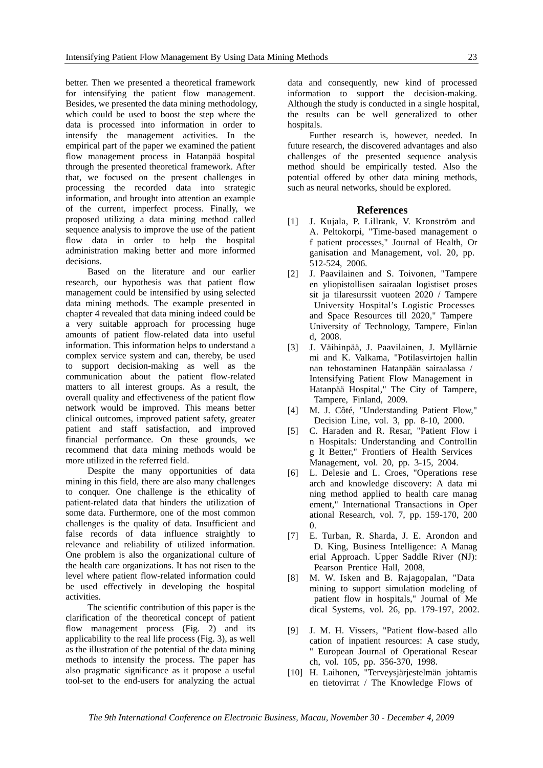better. Then we presented a theoretical framework for intensifying the patient flow management. Besides, we presented the data mining methodology, which could be used to boost the step where the data is processed into information in order to intensify the management activities. In the empirical part of the paper we examined the patient flow management process in Hatanpää hospital through the presented theoretical framework. After that, we focused on the present challenges in processing the recorded data into strategic information, and brought into attention an example of the current, imperfect process. Finally, we proposed utilizing a data mining method called sequence analysis to improve the use of the patient flow data in order to help the hospital administration making better and more informed decisions.

Based on the literature and our earlier research, our hypothesis was that patient flow management could be intensified by using selected data mining methods. The example presented in chapter 4 revealed that data mining indeed could be a very suitable approach for processing huge amounts of patient flow-related data into useful information. This information helps to understand a complex service system and can, thereby, be used to support decision-making as well as the communication about the patient flow-related matters to all interest groups. As a result, the overall quality and effectiveness of the patient flow network would be improved. This means better clinical outcomes, improved patient safety, greater patient and staff satisfaction, and improved financial performance. On these grounds, we recommend that data mining methods would be more utilized in the referred field.

Despite the many opportunities of data mining in this field, there are also many challenges to conquer. One challenge is the ethicality of patient-related data that hinders the utilization of some data. Furthermore, one of the most common challenges is the quality of data. Insufficient and false records of data influence straightly to relevance and reliability of utilized information. One problem is also the organizational culture of the health care organizations. It has not risen to the level where patient flow-related information could be used effectively in developing the hospital activities.

The scientific contribution of this paper is the clarification of the theoretical concept of patient flow management process (Fig. 2) and its applicability to the real life process (Fig. 3), as well as the illustration of the potential of the data mining methods to intensify the process. The paper has also pragmatic significance as it propose a useful tool-set to the end-users for analyzing the actual data and consequently, new kind of processed information to support the decision-making. Although the study is conducted in a single hospital, the results can be well generalized to other hospitals.

Further research is, however, needed. In future research, the discovered advantages and also challenges of the presented sequence analysis method should be empirically tested. Also the potential offered by other data mining methods, such as neural networks, should be explored.

## References

[1] J. Kujala, P. Lillrank, V. Kronström and A. Peltokorpi, "Time-based management of patient processes," Journal of Health, Organisation and Management, vol. 20, pp. 512-524, 2006.

[2] J. Paavilainen and S. Toivonen, "Tampereen yliopistollisen sairaalan logistiset prosessit ja tilaresurssit vuoteen 2020 / Tampere University Hospital's Logistic Processes and Space Resources till 2020," Tampere University of Technology, Tampere, Finland, 2008.

[3] J. Väihinpää, J. Paavilainen, J. Myllärniemi and K. Valkama, "Potilasvirtojen hallinnan tehostaminen Hatanpään sairaalassa / Intensifying Patient Flow Management in Hatanpää Hospital," The City of Tampere, Tampere, Finland, 2009.

[4] M. J. Côté, "Understanding Patient Flow," Decision Line, vol. 3, pp. 8-10, 2000.

[5] C. Haraden and R. Resar, "Patient Flow in Hospitals: Understanding and Controlling It Better," Frontiers of Health Services Management, vol. 20, pp. 3-15, 2004.

[6] L. Delesie and L. Croes, "Operations research and knowledge discovery: A data mining method applied to health care management," International Transactions in Operational Research, vol. 7, pp. 159-170, 2000.

[7] E. Turban, R. Sharda, J. E. Arondon and D. King, Business Intelligence: A Managerial Approach. Upper Saddle River (NJ): Pearson Prentice Hall, 2008,

[8] M. W. Isken and B. Rajagopalan, "Data mining to support simulation modeling of patient flow in hospitals," Journal of Medical Systems, vol. 26, pp. 179-197, 2002.

[9] J. M. H. Vissers, "Patient flow-based allocation of inpatient resources: A case study," European Journal of Operational Research, vol. 105, pp. 356-370, 1998.

[10] H. Laihonen, "Terveysjärjestelmän johtamisen tietovirrat / The Knowledge Flows of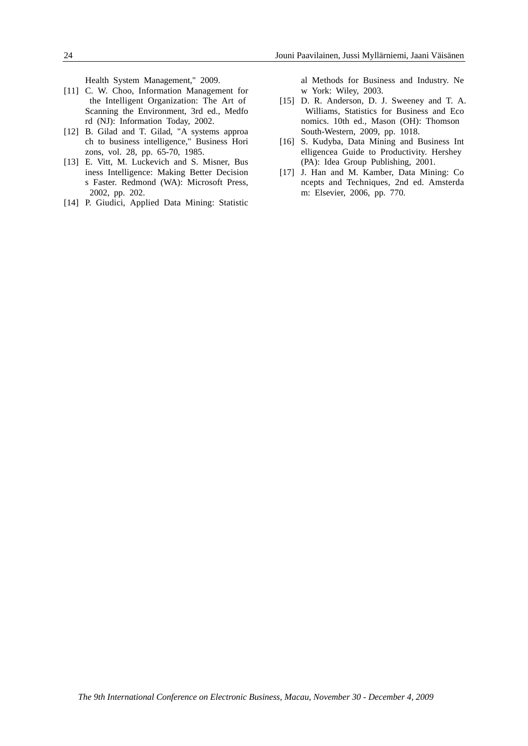Health System Management," 2009.

[11] C. W. Choo, Information Management for the Intelligent Organization: The Art of Scanning the Environment, 3rd ed., Medford (NJ): Information Today, 2002.

[12] B. Gilad and T. Gilad, "A systems approach to business intelligence," Business Horizons, vol. 28, pp. 65-70, 1985.

[13] E. Vitt, M. Luckevich and S. Misner, Business Intelligence: Making Better Decisions Faster. Redmond (WA): Microsoft Press, 2002, pp. 202.

[14] P. Giudici, Applied Data Mining: Statistical Methods for Business and Industry. New York: Wiley, 2003.

[15] D. R. Anderson, D. J. Sweeney and T. A. Williams, Statistics for Business and Economics. 10th ed., Mason (OH): Thomson South-Western, 2009, pp. 1018.

[16] S. Kudyba, Data Mining and Business Intelligencea Guide to Productivity. Hershey (PA): Idea Group Publishing, 2001.

[17] J. Han and M. Kamber, Data Mining: Concepts and Techniques, 2nd ed. Amsterdam: Elsevier, 2006, pp. 770.